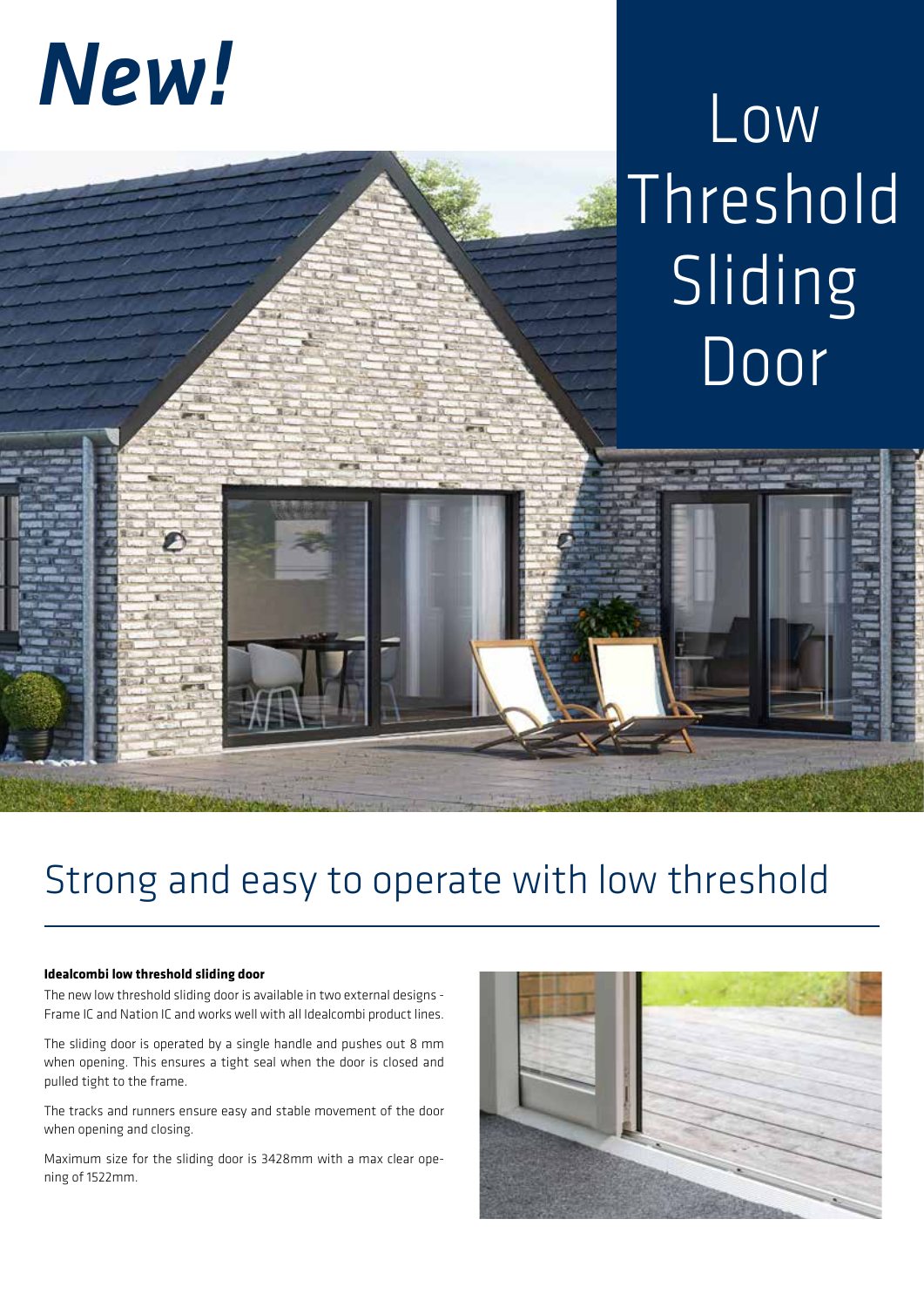# *New!*

# Low Threshold Sliding Door

## Strong and easy to operate with low threshold

**Idealcombi low threshold sliding door**

The new low threshold sliding door is available in two external designs - Frame IC and Nation IC and works well with all Idealcombi product lines.

The sliding door is operated by a single handle and pushes out 8 mm when opening. This ensures a tight seal when the door is closed and pulled tight to the frame.

The tracks and runners ensure easy and stable movement of the door when opening and closing.

Maximum size for the sliding door is 3428mm with a max clear opening of 1522mm.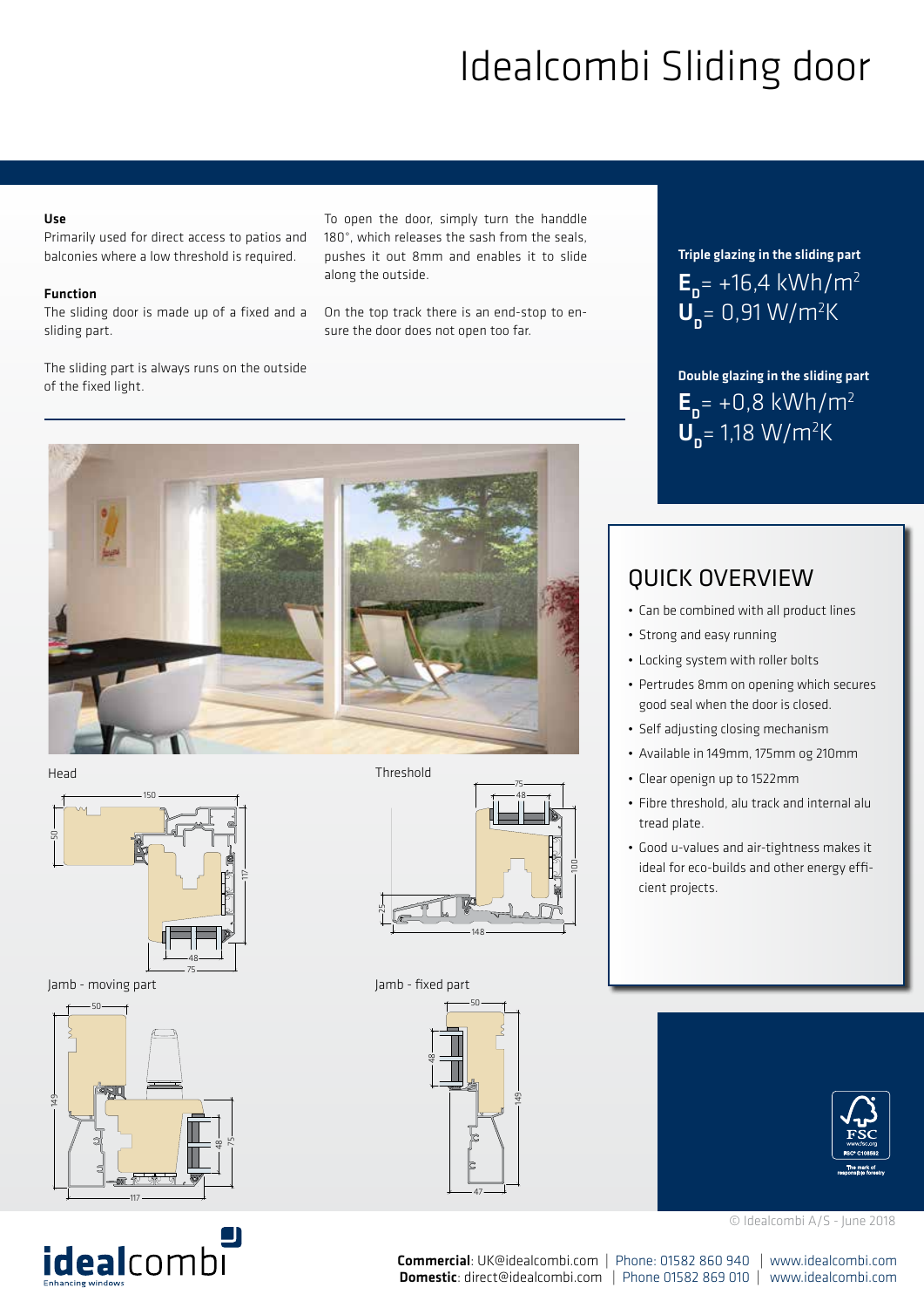# Idealcombi Sliding door

**Use**

Primarily used for direct access to patios and balconies where a low threshold is required.

**Function**

The sliding door is made up of a fixed and a sliding part.

The sliding part is always runs on the outside of the fixed light.

To open the door, simply turn the handdle 180°, which releases the sash from the seals, pushes it out 8mm and enables it to slide along the outside.

On the top track there is an end-stop to ensure the door does not open too far.

**Triple glazing in the sliding part**

$E_D$= +16,4 kWh/m$^2$
$U_D$= 0,91 W/m$^2$K

**Double glazing in the sliding part**

$E_D$= +0,8 kWh/m$^2$
$U_D$= 1,18 W/m$^2$K

## QUICK OVERVIEW

- Can be combined with all product lines
- Strong and easy running
- Locking system with roller bolts
- Pertrudes 8mm on opening which secures good seal when the door is closed.
- Self adjusting closing mechanism
- Available in 149mm, 175mm og 210mm
- Clear openign up to 1522mm
- Fibre threshold, alu track and internal alu tread plate.
- Good u-values and air-tightness makes it ideal for eco-builds and other energy efficient projects.

Head

150
50
117
48
75

Threshold

75
48
100
25
148

Jamb - moving part

50
149
48
75
117

Jamb - fixed part

50
48
149
47

© Idealcombi A/S - June 2018

**Commercial**: UK@idealcombi.com | Phone: 01582 860 940 | www.idealcombi.com
**Domestic**: direct@idealcombi.com | Phone 01582 869 010 | www.idealcombi.com